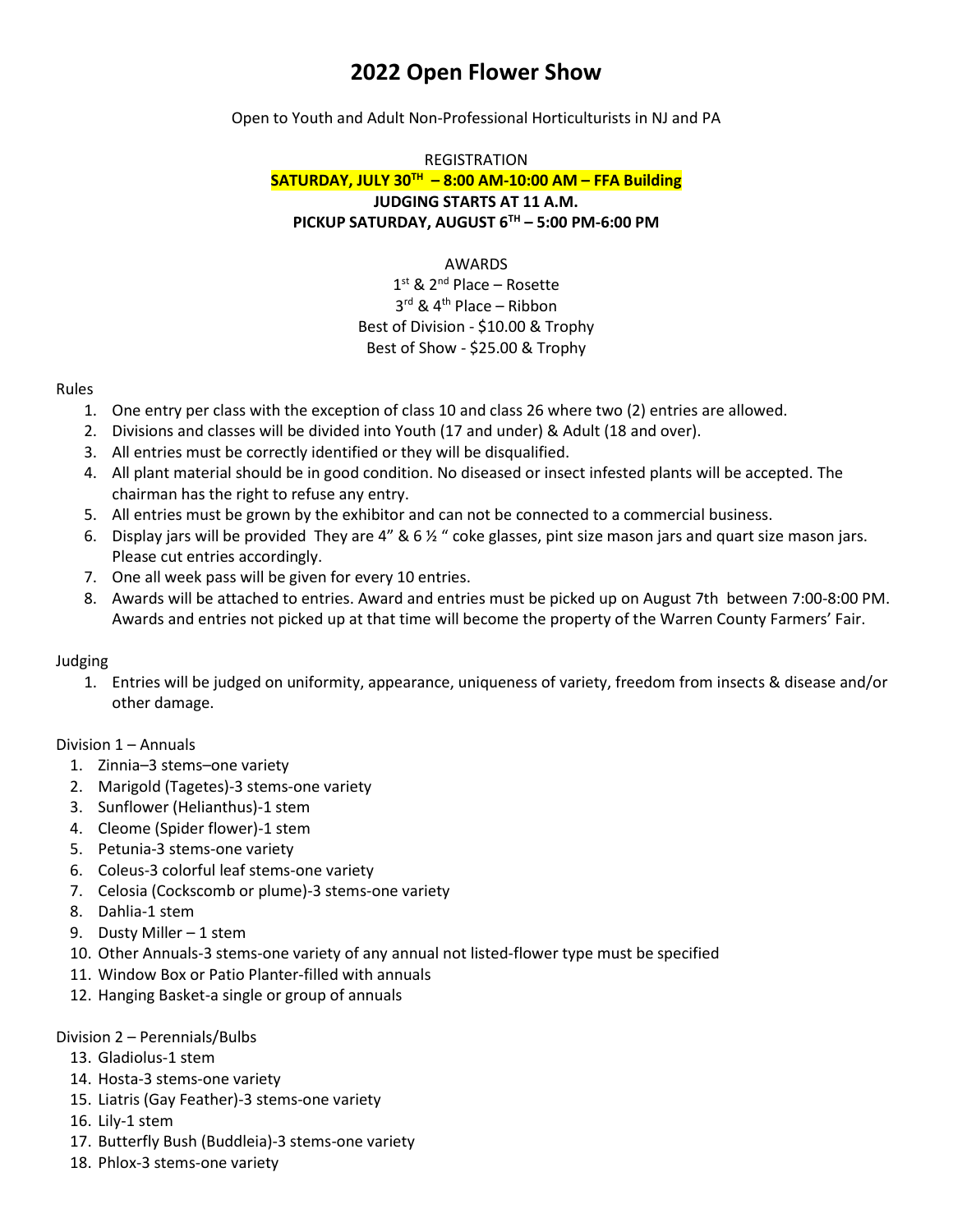# 2022 Open Flower Show

Open to Youth and Adult Non-Professional Horticulturists in NJ and PA

REGISTRATION

**SATURDAY, JULY 30TH – 8:00 AM-10:00 AM – FFA Building**

**JUDGING STARTS AT 11 A.M.**

**PICKUP SATURDAY, AUGUST 6TH – 5:00 PM-6:00 PM**

AWARDS

1st & 2nd Place – Rosette

3rd & 4th Place – Ribbon

Best of Division - $10.00 & Trophy

Best of Show - $25.00 & Trophy

Rules

1. One entry per class with the exception of class 10 and class 26 where two (2) entries are allowed.
2. Divisions and classes will be divided into Youth (17 and under) & Adult (18 and over).
3. All entries must be correctly identified or they will be disqualified.
4. All plant material should be in good condition. No diseased or insect infested plants will be accepted. The chairman has the right to refuse any entry.
5. All entries must be grown by the exhibitor and can not be connected to a commercial business.
6. Display jars will be provided They are 4" & 6 ½ " coke glasses, pint size mason jars and quart size mason jars. Please cut entries accordingly.
7. One all week pass will be given for every 10 entries.
8. Awards will be attached to entries. Award and entries must be picked up on August 7th between 7:00-8:00 PM. Awards and entries not picked up at that time will become the property of the Warren County Farmers' Fair.

Judging

1. Entries will be judged on uniformity, appearance, uniqueness of variety, freedom from insects & disease and/or other damage.

Division 1 – Annuals

1. Zinnia–3 stems–one variety
2. Marigold (Tagetes)-3 stems-one variety
3. Sunflower (Helianthus)-1 stem
4. Cleome (Spider flower)-1 stem
5. Petunia-3 stems-one variety
6. Coleus-3 colorful leaf stems-one variety
7. Celosia (Cockscomb or plume)-3 stems-one variety
8. Dahlia-1 stem
9. Dusty Miller – 1 stem
10. Other Annuals-3 stems-one variety of any annual not listed-flower type must be specified
11. Window Box or Patio Planter-filled with annuals
12. Hanging Basket-a single or group of annuals

Division 2 – Perennials/Bulbs

13. Gladiolus-1 stem
14. Hosta-3 stems-one variety
15. Liatris (Gay Feather)-3 stems-one variety
16. Lily-1 stem
17. Butterfly Bush (Buddleia)-3 stems-one variety
18. Phlox-3 stems-one variety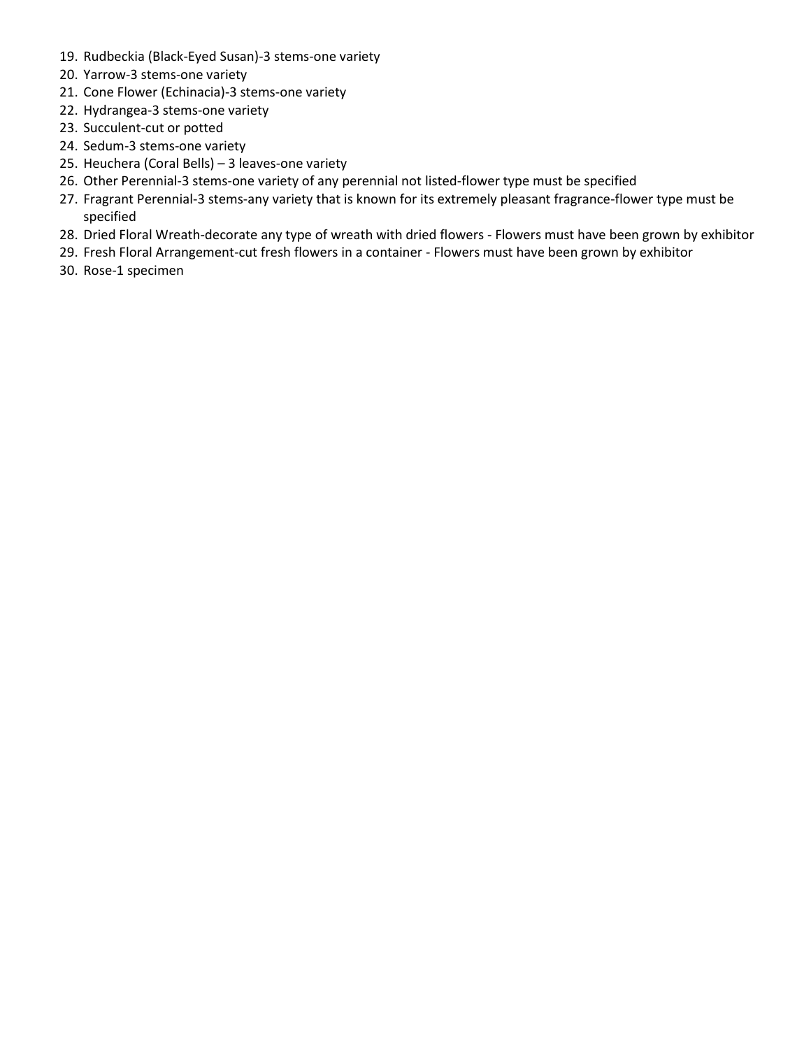19. Rudbeckia (Black-Eyed Susan)-3 stems-one variety
20. Yarrow-3 stems-one variety
21. Cone Flower (Echinacia)-3 stems-one variety
22. Hydrangea-3 stems-one variety
23. Succulent-cut or potted
24. Sedum-3 stems-one variety
25. Heuchera (Coral Bells) – 3 leaves-one variety
26. Other Perennial-3 stems-one variety of any perennial not listed-flower type must be specified
27. Fragrant Perennial-3 stems-any variety that is known for its extremely pleasant fragrance-flower type must be specified
28. Dried Floral Wreath-decorate any type of wreath with dried flowers - Flowers must have been grown by exhibitor
29. Fresh Floral Arrangement-cut fresh flowers in a container - Flowers must have been grown by exhibitor
30. Rose-1 specimen